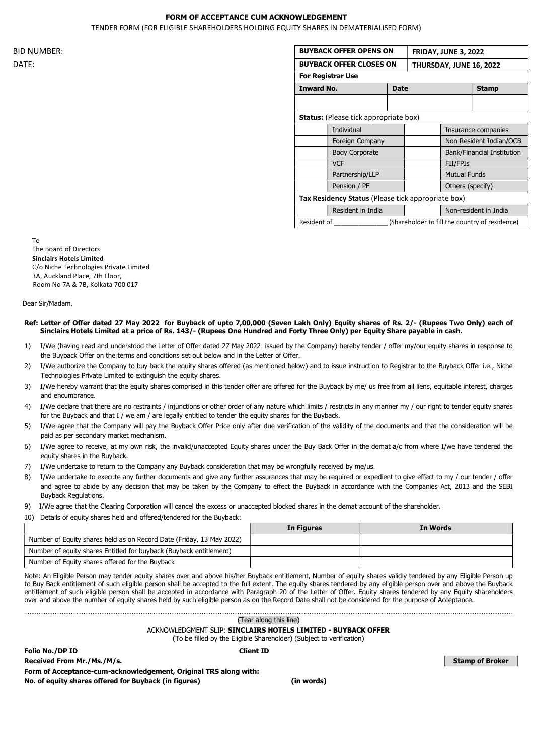# FORM OF ACCEPTANCE CUM ACKNOWLEDGEMENT

TENDER FORM (FOR ELIGIBLE SHAREHOLDERS HOLDING EQUITY SHARES IN DEMATERIALISED FORM)

BID NUMBER:

DATE:

| **BUYBACK OFFER OPENS ON** | | **FRIDAY, JUNE 3, 2022** | |
|---|---|---|---|
| **BUYBACK OFFER CLOSES ON** | | **THURSDAY, JUNE 16, 2022** | |
| **For Registrar Use** | | | |
| **Inward No.** | **Date** | | **Stamp** |
| | | | |
| **Status:** (Please tick appropriate box) | | | |
| | Individual | | Insurance companies |
| | Foreign Company | | Non Resident Indian/OCB |
| | Body Corporate | | Bank/Financial Institution |
| | VCF | | FII/FPIs |
| | Partnership/LLP | | Mutual Funds |
| | Pension / PF | | Others (specify) |
| **Tax Residency Status** (Please tick appropriate box) | | | |
| | Resident in India | | Non-resident in India |
| Resident of _______________ (Shareholder to fill the country of residence) | | | |

To
The Board of Directors
**Sinclairs Hotels Limited**
C/o Niche Technologies Private Limited
3A, Auckland Place, 7th Floor,
Room No 7A & 7B, Kolkata 700 017

Dear Sir/Madam,

**Ref: Letter of Offer dated 27 May 2022 for Buyback of upto 7,00,000 (Seven Lakh Only) Equity shares of Rs. 2/- (Rupees Two Only) each of Sinclairs Hotels Limited at a price of Rs. 143/- (Rupees One Hundred and Forty Three Only) per Equity Share payable in cash.**

1) I/We (having read and understood the Letter of Offer dated 27 May 2022 issued by the Company) hereby tender / offer my/our equity shares in response to the Buyback Offer on the terms and conditions set out below and in the Letter of Offer.
2) I/We authorize the Company to buy back the equity shares offered (as mentioned below) and to issue instruction to Registrar to the Buyback Offer i.e., Niche Technologies Private Limited to extinguish the equity shares.
3) I/We hereby warrant that the equity shares comprised in this tender offer are offered for the Buyback by me/ us free from all liens, equitable interest, charges and encumbrance.
4) I/We declare that there are no restraints / injunctions or other order of any nature which limits / restricts in any manner my / our right to tender equity shares for the Buyback and that I / we am / are legally entitled to tender the equity shares for the Buyback.
5) I/We agree that the Company will pay the Buyback Offer Price only after due verification of the validity of the documents and that the consideration will be paid as per secondary market mechanism.
6) I/We agree to receive, at my own risk, the invalid/unaccepted Equity shares under the Buy Back Offer in the demat a/c from where I/we have tendered the equity shares in the Buyback.
7) I/We undertake to return to the Company any Buyback consideration that may be wrongfully received by me/us.
8) I/We undertake to execute any further documents and give any further assurances that may be required or expedient to give effect to my / our tender / offer and agree to abide by any decision that may be taken by the Company to effect the Buyback in accordance with the Companies Act, 2013 and the SEBI Buyback Regulations.
9) I/We agree that the Clearing Corporation will cancel the excess or unaccepted blocked shares in the demat account of the shareholder.
10) Details of equity shares held and offered/tendered for the Buyback:

| | **In Figures** | **In Words** |
|---|---|---|
| Number of Equity shares held as on Record Date (Friday, 13 May 2022) | | |
| Number of equity shares Entitled for buyback (Buyback entitlement) | | |
| Number of Equity shares offered for the Buyback | | |

Note: An Eligible Person may tender equity shares over and above his/her Buyback entitlement, Number of equity shares validly tendered by any Eligible Person up to Buy Back entitlement of such eligible person shall be accepted to the full extent. The equity shares tendered by any eligible person over and above the Buyback entitlement of such eligible person shall be accepted in accordance with Paragraph 20 of the Letter of Offer. Equity shares tendered by any Equity shareholders over and above the number of equity shares held by such eligible person as on the Record Date shall not be considered for the purpose of Acceptance.

(Tear along this line)

ACKNOWLEDGMENT SLIP: **SINCLAIRS HOTELS LIMITED - BUYBACK OFFER**
(To be filled by the Eligible Shareholder) (Subject to verification)

**Folio No./DP ID** **Client ID**

**Received From Mr./Ms./M/s.** **Stamp of Broker**

**Form of Acceptance-cum-acknowledgement, Original TRS along with:**

**No. of equity shares offered for Buyback (in figures)** **(in words)**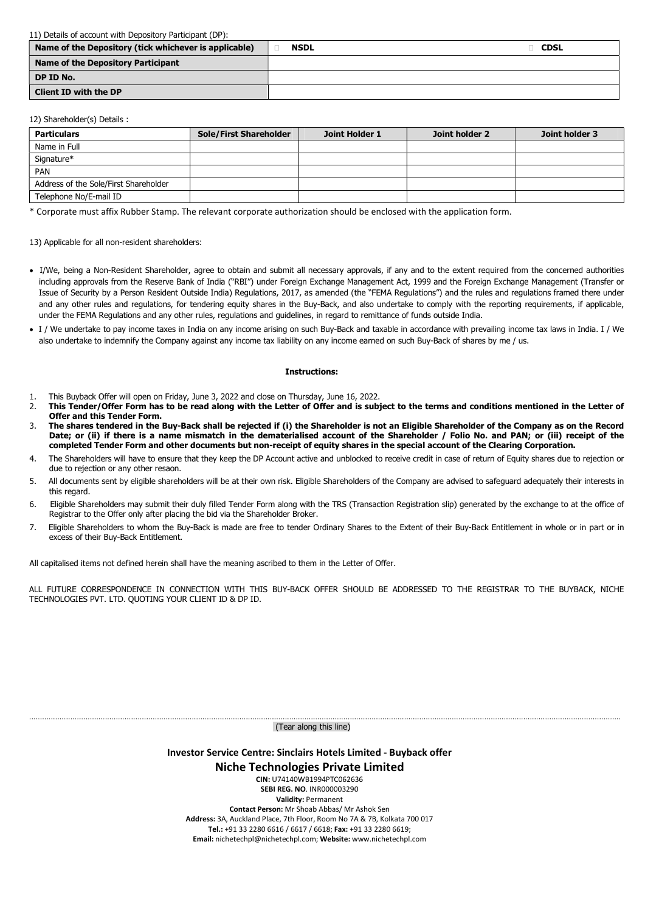11) Details of account with Depository Participant (DP):

| | | |
|---|---|---|
| **Name of the Depository (tick whichever is applicable)** | ☐ **NSDL** | ☐ **CDSL** |
| **Name of the Depository Participant** | | |
| **DP ID No.** | | |
| **Client ID with the DP** | | |

12) Shareholder(s) Details :

| Particulars | Sole/First Shareholder | Joint Holder 1 | Joint holder 2 | Joint holder 3 |
|---|---|---|---|---|
| Name in Full | | | | |
| Signature* | | | | |
| PAN | | | | |
| Address of the Sole/First Shareholder | | | | |
| Telephone No/E-mail ID | | | | |

* Corporate must affix Rubber Stamp. The relevant corporate authorization should be enclosed with the application form.

13) Applicable for all non-resident shareholders:

- I/We, being a Non-Resident Shareholder, agree to obtain and submit all necessary approvals, if any and to the extent required from the concerned authorities including approvals from the Reserve Bank of India ("RBI") under Foreign Exchange Management Act, 1999 and the Foreign Exchange Management (Transfer or Issue of Security by a Person Resident Outside India) Regulations, 2017, as amended (the "FEMA Regulations") and the rules and regulations framed there under and any other rules and regulations, for tendering equity shares in the Buy-Back, and also undertake to comply with the reporting requirements, if applicable, under the FEMA Regulations and any other rules, regulations and guidelines, in regard to remittance of funds outside India.
- I / We undertake to pay income taxes in India on any income arising on such Buy-Back and taxable in accordance with prevailing income tax laws in India. I / We also undertake to indemnify the Company against any income tax liability on any income earned on such Buy-Back of shares by me / us.

**Instructions:**

1. This Buyback Offer will open on Friday, June 3, 2022 and close on Thursday, June 16, 2022.
2. **This Tender/Offer Form has to be read along with the Letter of Offer and is subject to the terms and conditions mentioned in the Letter of Offer and this Tender Form.**
3. **The shares tendered in the Buy-Back shall be rejected if (i) the Shareholder is not an Eligible Shareholder of the Company as on the Record Date; or (ii) if there is a name mismatch in the dematerialised account of the Shareholder / Folio No. and PAN; or (iii) receipt of the completed Tender Form and other documents but non-receipt of equity shares in the special account of the Clearing Corporation.**
4. The Shareholders will have to ensure that they keep the DP Account active and unblocked to receive credit in case of return of Equity shares due to rejection or due to rejection or any other resaon.
5. All documents sent by eligible shareholders will be at their own risk. Eligible Shareholders of the Company are advised to safeguard adequately their interests in this regard.
6. Eligible Shareholders may submit their duly filled Tender Form along with the TRS (Transaction Registration slip) generated by the exchange to at the office of Registrar to the Offer only after placing the bid via the Shareholder Broker.
7. Eligible Shareholders to whom the Buy-Back is made are free to tender Ordinary Shares to the Extent of their Buy-Back Entitlement in whole or in part or in excess of their Buy-Back Entitlement.

All capitalised items not defined herein shall have the meaning ascribed to them in the Letter of Offer.

ALL FUTURE CORRESPONDENCE IN CONNECTION WITH THIS BUY-BACK OFFER SHOULD BE ADDRESSED TO THE REGISTRAR TO THE BUYBACK, NICHE TECHNOLOGIES PVT. LTD. QUOTING YOUR CLIENT ID & DP ID.

(Tear along this line)

**Investor Service Centre: Sinclairs Hotels Limited - Buyback offer**

**Niche Technologies Private Limited**

**CIN:** U74140WB1994PTC062636
**SEBI REG. NO**. INR000003290
**Validity:** Permanent
**Contact Person:** Mr Shoab Abbas/ Mr Ashok Sen
**Address:** 3A, Auckland Place, 7th Floor, Room No 7A & 7B, Kolkata 700 017
**Tel.:** +91 33 2280 6616 / 6617 / 6618; **Fax:** +91 33 2280 6619;
**Email:** nichetechpl@nichetechpl.com; **Website:** www.nichetechpl.com